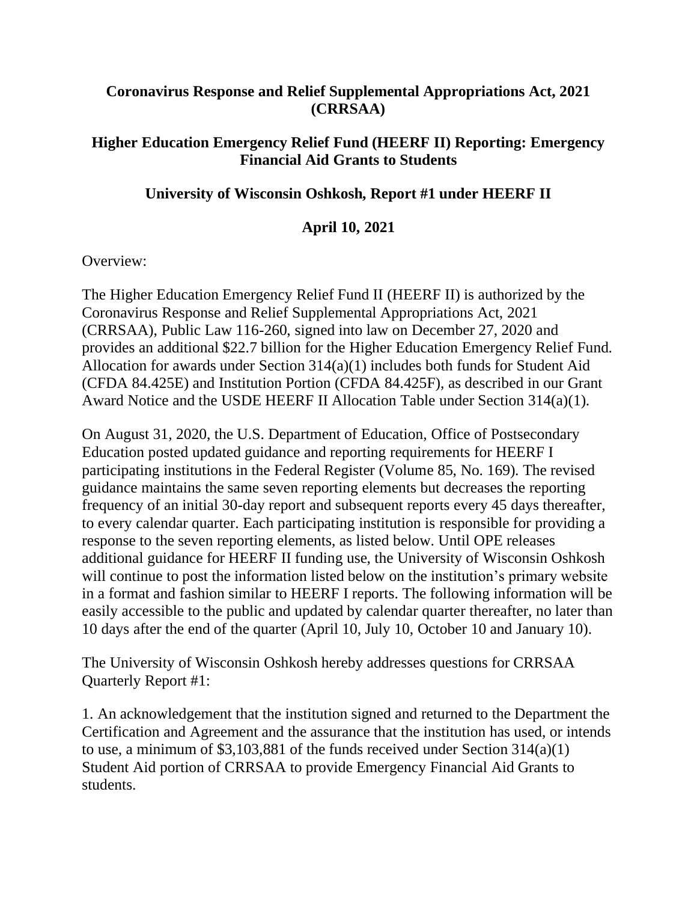# Coronavirus Response and Relief Supplemental Appropriations Act, 2021 (CRRSAA)

## Higher Education Emergency Relief Fund (HEERF II) Reporting: Emergency Financial Aid Grants to Students

### University of Wisconsin Oshkosh, Report #1 under HEERF II

### April 10, 2021

Overview:

The Higher Education Emergency Relief Fund II (HEERF II) is authorized by the Coronavirus Response and Relief Supplemental Appropriations Act, 2021 (CRRSAA), Public Law 116-260, signed into law on December 27, 2020 and provides an additional $22.7 billion for the Higher Education Emergency Relief Fund. Allocation for awards under Section 314(a)(1) includes both funds for Student Aid (CFDA 84.425E) and Institution Portion (CFDA 84.425F), as described in our Grant Award Notice and the USDE HEERF II Allocation Table under Section 314(a)(1).

On August 31, 2020, the U.S. Department of Education, Office of Postsecondary Education posted updated guidance and reporting requirements for HEERF I participating institutions in the Federal Register (Volume 85, No. 169). The revised guidance maintains the same seven reporting elements but decreases the reporting frequency of an initial 30-day report and subsequent reports every 45 days thereafter, to every calendar quarter. Each participating institution is responsible for providing a response to the seven reporting elements, as listed below. Until OPE releases additional guidance for HEERF II funding use, the University of Wisconsin Oshkosh will continue to post the information listed below on the institution's primary website in a format and fashion similar to HEERF I reports. The following information will be easily accessible to the public and updated by calendar quarter thereafter, no later than 10 days after the end of the quarter (April 10, July 10, October 10 and January 10).

The University of Wisconsin Oshkosh hereby addresses questions for CRRSAA Quarterly Report #1:

1. An acknowledgement that the institution signed and returned to the Department the Certification and Agreement and the assurance that the institution has used, or intends to use, a minimum of $3,103,881 of the funds received under Section 314(a)(1) Student Aid portion of CRRSAA to provide Emergency Financial Aid Grants to students.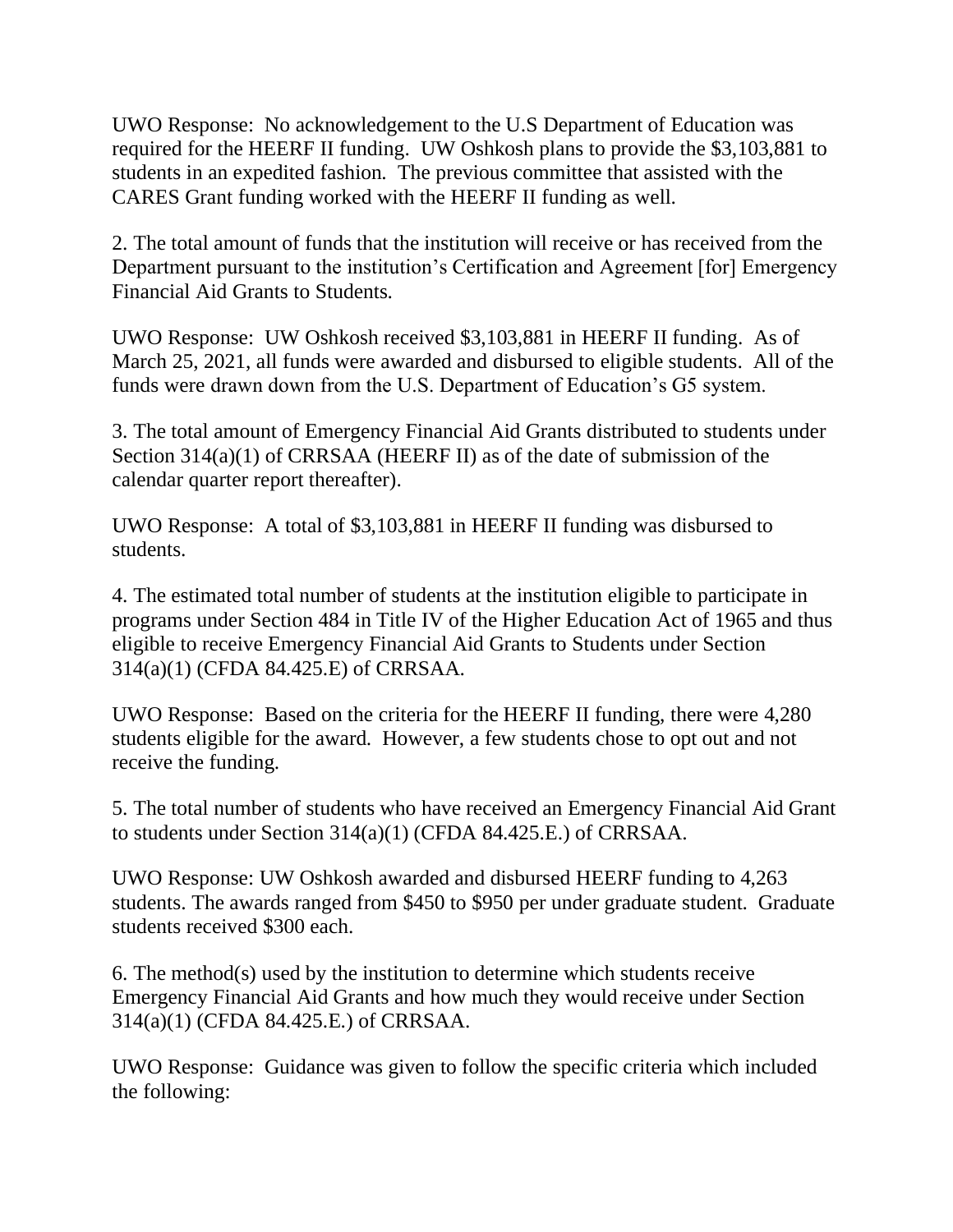UWO Response: No acknowledgement to the U.S Department of Education was required for the HEERF II funding. UW Oshkosh plans to provide the $3,103,881 to students in an expedited fashion. The previous committee that assisted with the CARES Grant funding worked with the HEERF II funding as well.

2. The total amount of funds that the institution will receive or has received from the Department pursuant to the institution's Certification and Agreement [for] Emergency Financial Aid Grants to Students.

UWO Response: UW Oshkosh received $3,103,881 in HEERF II funding. As of March 25, 2021, all funds were awarded and disbursed to eligible students. All of the funds were drawn down from the U.S. Department of Education's G5 system.

3. The total amount of Emergency Financial Aid Grants distributed to students under Section 314(a)(1) of CRRSAA (HEERF II) as of the date of submission of the calendar quarter report thereafter).

UWO Response: A total of $3,103,881 in HEERF II funding was disbursed to students.

4. The estimated total number of students at the institution eligible to participate in programs under Section 484 in Title IV of the Higher Education Act of 1965 and thus eligible to receive Emergency Financial Aid Grants to Students under Section 314(a)(1) (CFDA 84.425.E) of CRRSAA.

UWO Response: Based on the criteria for the HEERF II funding, there were 4,280 students eligible for the award. However, a few students chose to opt out and not receive the funding.

5. The total number of students who have received an Emergency Financial Aid Grant to students under Section 314(a)(1) (CFDA 84.425.E.) of CRRSAA.

UWO Response: UW Oshkosh awarded and disbursed HEERF funding to 4,263 students. The awards ranged from $450 to $950 per under graduate student. Graduate students received $300 each.

6. The method(s) used by the institution to determine which students receive Emergency Financial Aid Grants and how much they would receive under Section 314(a)(1) (CFDA 84.425.E.) of CRRSAA.

UWO Response: Guidance was given to follow the specific criteria which included the following: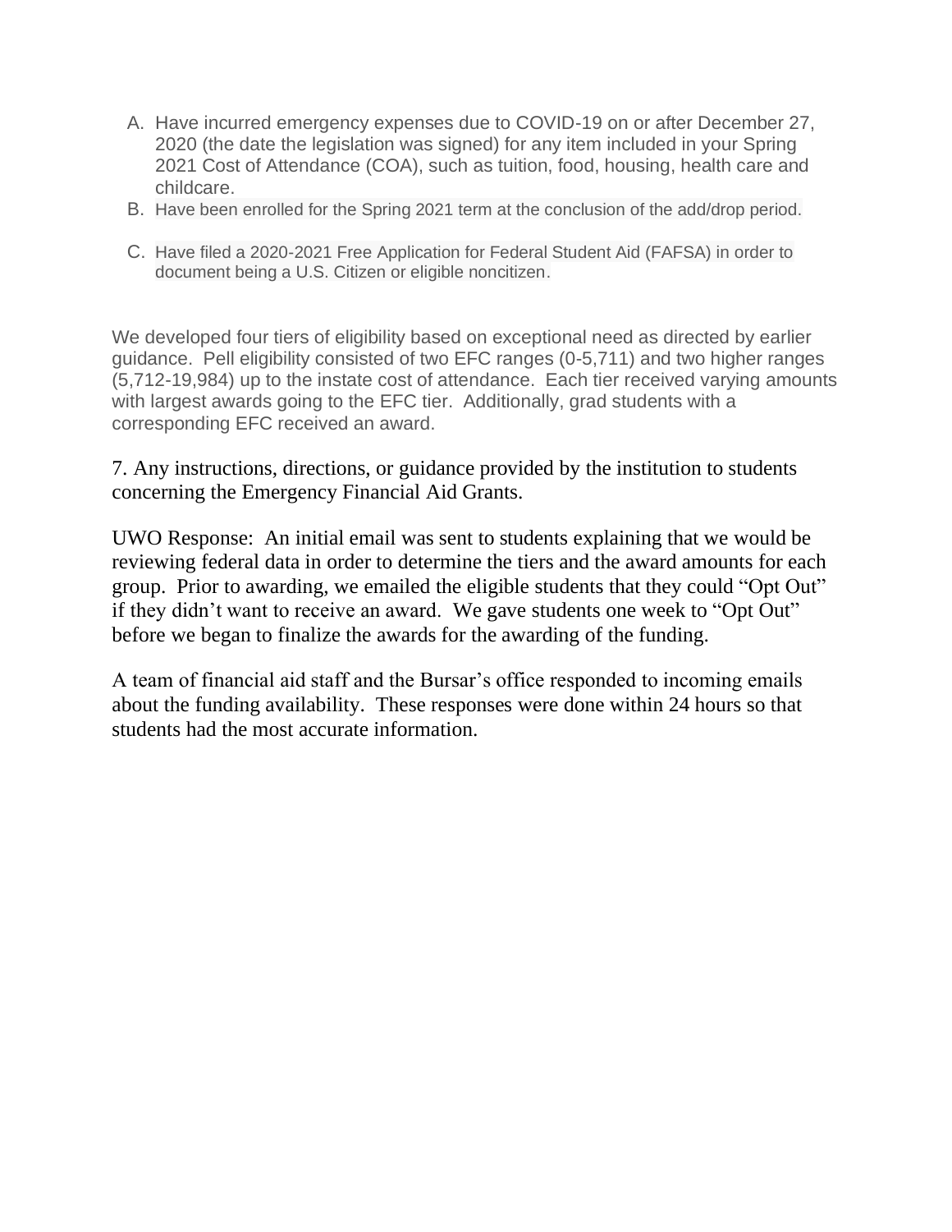A. Have incurred emergency expenses due to COVID-19 on or after December 27, 2020 (the date the legislation was signed) for any item included in your Spring 2021 Cost of Attendance (COA), such as tuition, food, housing, health care and childcare.
B. Have been enrolled for the Spring 2021 term at the conclusion of the add/drop period.
C. Have filed a 2020-2021 Free Application for Federal Student Aid (FAFSA) in order to document being a U.S. Citizen or eligible noncitizen.

We developed four tiers of eligibility based on exceptional need as directed by earlier guidance. Pell eligibility consisted of two EFC ranges (0-5,711) and two higher ranges (5,712-19,984) up to the instate cost of attendance. Each tier received varying amounts with largest awards going to the EFC tier. Additionally, grad students with a corresponding EFC received an award.

7. Any instructions, directions, or guidance provided by the institution to students concerning the Emergency Financial Aid Grants.

UWO Response: An initial email was sent to students explaining that we would be reviewing federal data in order to determine the tiers and the award amounts for each group. Prior to awarding, we emailed the eligible students that they could "Opt Out" if they didn't want to receive an award. We gave students one week to "Opt Out" before we began to finalize the awards for the awarding of the funding.

A team of financial aid staff and the Bursar's office responded to incoming emails about the funding availability. These responses were done within 24 hours so that students had the most accurate information.